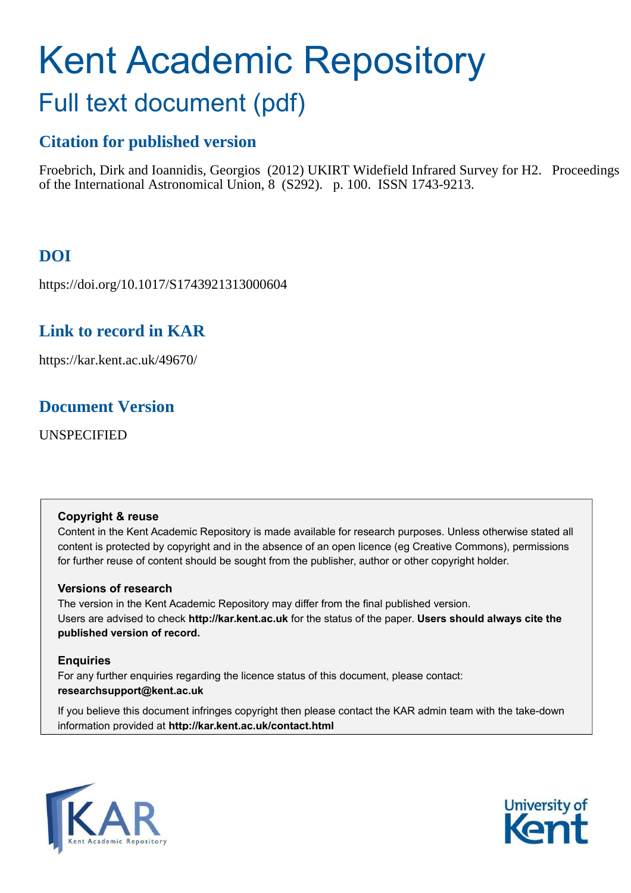# Kent Academic Repository

## Full text document (pdf)

### Citation for published version

Froebrich, Dirk and Ioannidis, Georgios (2012) UKIRT Widefield Infrared Survey for H2. Proceedings of the International Astronomical Union, 8 (S292). p. 100. ISSN 1743-9213.

### DOI

https://doi.org/10.1017/S1743921313000604

### Link to record in KAR

https://kar.kent.ac.uk/49670/

### Document Version

UNSPECIFIED

**Copyright & reuse**

Content in the Kent Academic Repository is made available for research purposes. Unless otherwise stated all content is protected by copyright and in the absence of an open licence (eg Creative Commons), permissions for further reuse of content should be sought from the publisher, author or other copyright holder.

**Versions of research**

The version in the Kent Academic Repository may differ from the final published version.
Users are advised to check **http://kar.kent.ac.uk** for the status of the paper. **Users should always cite the published version of record.**

**Enquiries**

For any further enquiries regarding the licence status of this document, please contact:
**researchsupport@kent.ac.uk**

If you believe this document infringes copyright then please contact the KAR admin team with the take-down information provided at **http://kar.kent.ac.uk/contact.html**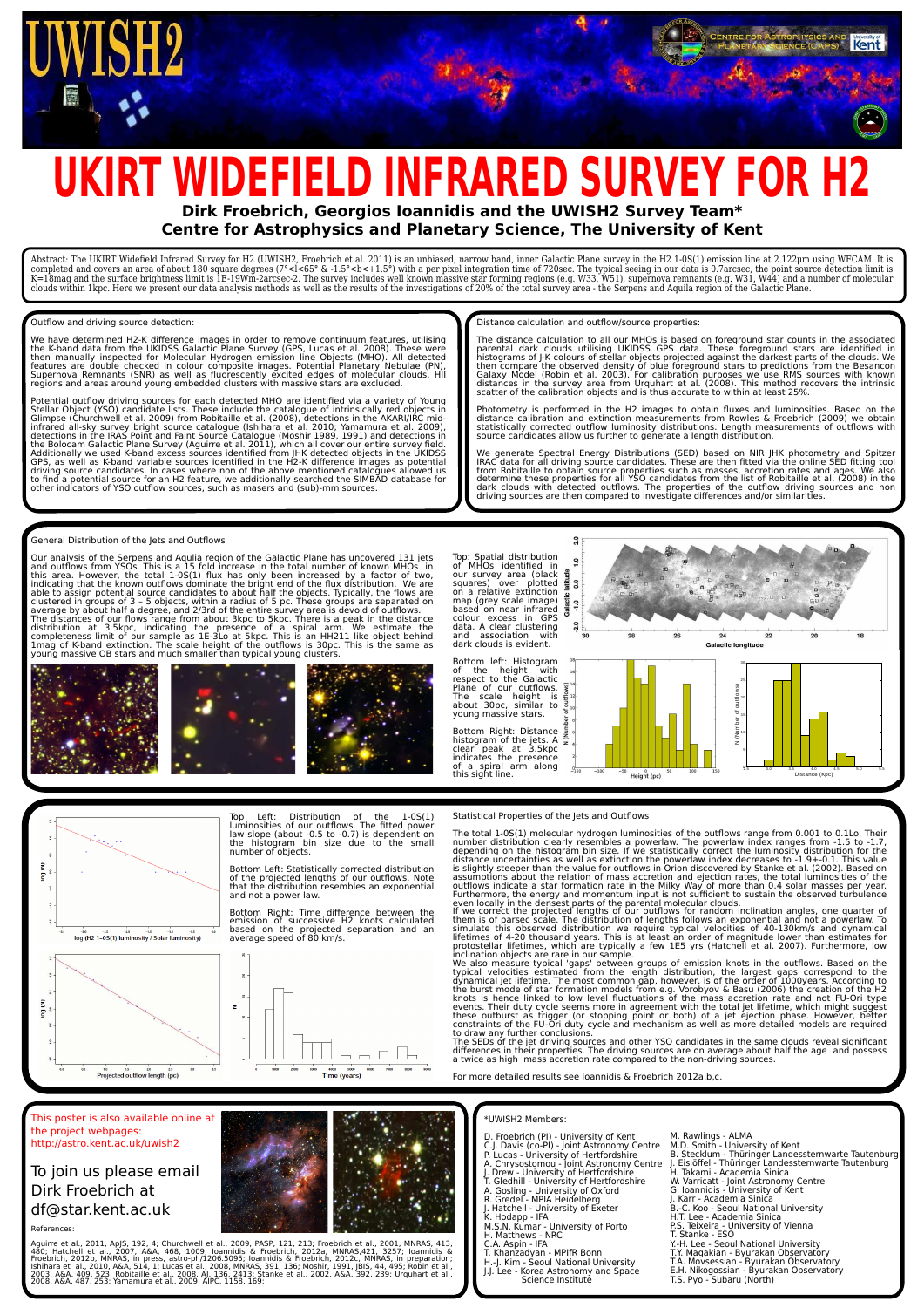# UWISH2

CENTRE FOR ASTROPHYSICS AND PLANETARY SCIENCE (CAPS)

# UKIRT WIDEFIELD INFRARED SURVEY FOR H2

**Dirk Froebrich, Georgios Ioannidis and the UWISH2 Survey Team\***

**Centre for Astrophysics and Planetary Science, The University of Kent**

Abstract: The UKIRT Widefield Infrared Survey for H2 (UWISH2, Froebrich et al. 2011) is an unbiased, narrow band, inner Galactic Plane survey in the H2 1-0S(1) emission line at 2.122μm using WFCAM. It is completed and covers an area of about 180 square degrees (7°<l<65° & -1.5°<b<+1.5°) with a per pixel integration time of 720sec. The typical seeing in our data is 0.7arcsec, the point source detection limit is K=18mag and the surface brightness limit is 1E-19Wm-2arcsec-2. The survey includes well known massive star forming regions (e.g. W33, W51), supernova remnants (e.g. W31, W44) and a number of molecular clouds within 1kpc. Here we present our data analysis methods as well as the results of the investigations of 20% of the total survey area - the Serpens and Aquila region of the Galactic Plane.

## Outflow and driving source detection:

We have determined H2-K difference images in order to remove continuum features, utilising the K-band data from the UKIDSS Galactic Plane Survey (GPS, Lucas et al. 2008). These were then manually inspected for Molecular Hydrogen emission line Objects (MHO). All detected features are double checked in colour composite images. Potential Planetary Nebulae (PN), Supernova Remnants (SNR) as well as fluorescently excited edges of molecular clouds, HII regions and areas around young embedded clusters with massive stars are excluded.

Potential outflow driving sources for each detected MHO are identified via a variety of Young Stellar Object (YSO) candidate lists. These include the catalogue of intrinsically red objects in Glimpse (Churchwell et al. 2009) from Robitaille et al. (2008), detections in the AKARI/IRC mid-infrared all-sky survey bright source catalogue (Ishihara et al. 2010; Yamamura et al. 2009), detections in the IRAS Point and Faint Source Catalogue (Moshir 1989, 1991) and detections in the Bolocam Galactic Plane Survey (Aguirre et al. 2011), which all cover our entire survey field. Additionally we used K-band excess sources identified from JHK detected objects in the UKIDSS GPS, as well as K-band variable sources identified in the H2-K difference images as potential driving source candidates. In cases where non of the above mentioned catalogues allowed us to find a potential source for an H2 feature, we additionally searched the SIMBAD database for other indicators of YSO outflow sources, such as masers and (sub)-mm sources.

## Distance calculation and outflow/source properties:

The distance calculation to all our MHOs is based on foreground star counts in the associated parental dark clouds utilising UKIDSS GPS data. These foreground stars are identified in histograms of J-K colours of stellar objects projected against the darkest parts of the clouds. We then compare the observed density of blue foreground stars to predictions from the Besancon Galaxy Model (Robin et al. 2003). For calibration purposes we use RMS sources with known distances in the survey area from Urquhart et al. (2008). This method recovers the intrinsic scatter of the calibration objects and is thus accurate to within at least 25%.

Photometry is performed in the H2 images to obtain fluxes and luminosities. Based on the distance calibration and extinction measurements from Rowles & Froebrich (2009) we obtain statistically corrected outflow luminosity distributions. Length measurements of outflows with source candidates allow us further to generate a length distribution.

We generate Spectral Energy Distributions (SED) based on NIR JHK photometry and Spitzer IRAC data for all driving source candidates. These are then fitted via the online SED fitting tool from Robitaille to obtain source properties such as masses, accretion rates and ages. We also determine these properties for all YSO candidates from the list of Robitaille et al. (2008) in the dark clouds with detected outflows. The properties of the outflow driving sources and non driving sources are then compared to investigate differences and/or similarities.

## General Distribution of the Jets and Outflows

Our analysis of the Serpens and Aqulia region of the Galactic Plane has uncovered 131 jets and outflows from YSOs. This is a 15 fold increase in the total number of known MHOs in this area. However, the total 1-0S(1) flux has only been increased by a factor of two, indicating that the known outflows dominate the bright end of the flux distribution. We are able to assign potential source candidates to about half the objects. Typically, the flows are clustered in groups of 3 – 5 objects, within a radius of 5 pc. These groups are separated on average by about half a degree, and 2/3rd of the entire survey area is devoid of outflows.
The distances of our flows range from about 3kpc to 5kpc. There is a peak in the distance distribution at 3.5kpc, indicating the presence of a spiral arm. We estimate the completeness limit of our sample as 1E-3Lo at 5kpc. This is an HH211 like object behind 1mag of K-band extinction. The scale height of the outflows is 30pc. This is the same as young massive OB stars and much smaller than typical young clusters.

Galactic latitude
2.0
1.0
0.0
-1.0
-2.0
30 28 26 24 22 20 18
Galactic longitude

Top: Spatial distribution of MHOs identified in our survey area (black squares) over plotted on a relative extinction map (grey scale image) based on near infrared colour excess in GPS data. A clear clustering and association with dark clouds is evident.

N (Number of outflows)
Height (pc)
-150 -100 -50 0 50 100 150

N (Number of outflows)
Distance (Kpc)

Bottom left: Histogram of the height with respect to the Galactic Plane of our outflows. The scale height is about 30pc, similar to young massive stars.

Bottom Right: Distance histogram of the jets. A clear peak at 3.5kpc indicates the presence of a spiral arm along this sight line.

log (N)
log (H2 1-0S(1) luminosity / Solar luminosity)

log (N)
Projected outflow length (pc)

N
Time (years)

Top Left: Distribution of the 1-0S(1) luminosities of our outflows. The fitted power law slope (about -0.5 to -0.7) is dependent on the histogram bin size due to the small number of objects.

Bottom Left: Statistically corrected distribution of the projected lengths of our outflows. Note that the distribution resembles an exponential and not a power law.

Bottom Right: Time difference between the emission of successive H2 knots calculated based on the projected separation and an average speed of 80 km/s.

## Statistical Properties of the Jets and Outflows

The total 1-0S(1) molecular hydrogen luminosities of the outflows range from 0.001 to 0.1Lo. Their number distribution clearly resembles a powerlaw. The powerlaw index ranges from -1.5 to -1.7, depending on the histogram bin size. If we statistically correct the luminosity distribution for the distance uncertainties as well as extinction the powerlaw index decreases to -1.9+-0.1. This value is slightly steeper than the value for outflows in Orion discovered by Stanke et al. (2002). Based on assumptions about the relation of mass accretion and ejection rates, the total luminosities of the outflows indicate a star formation rate in the Milky Way of more than 0.4 solar masses per year. Furthermore, the energy and momentum input is not sufficient to sustain the observed turbulence even locally in the densest parts of the parental molecular clouds.
If we correct the projected lengths of our outflows for random inclination angles, one quarter of them is of parsec scale. The distribution of lengths follows an exponential and not a powerlaw. To simulate this observed distribution we require typical velocities of 40-130km/s and dynamical lifetimes of 4-20 thousand years. This is at least an order of magnitude lower than estimates for protostellar lifetimes, which are typically a few 1E5 yrs (Hatchell et al. 2007). Furthermore, low inclination objects are rare in our sample.
We also measure typical 'gaps' between groups of emission knots in the outflows. Based on the typical velocities estimated from the length distribution, the largest gaps correspond to the dynamical jet lifetime. The most common gap, however, is of the order of 1000years. According to the burst mode of star formation models from e.g. Vorobyov & Basu (2006) the creation of the H2 knots is hence linked to low level fluctuations of the mass accretion rate and not FU-Ori type events. Their duty cycle seems more in agreement with the total jet lifetime, which might suggest these outburst as trigger (or stopping point or both) of a jet ejection phase. However, better constraints of the FU-Ori duty cycle and mechanism as well as more detailed models are required to draw any further conclusions.
The SEDs of the jet driving sources and other YSO candidates in the same clouds reveal significant differences in their properties. The driving sources are on average about half the age and possess a twice as high mass accretion rate compared to the non-driving sources.

For more detailed results see Ioannidis & Froebrich 2012a,b,c.

This poster is also available online at the project webpages:
http://astro.kent.ac.uk/uwish2

To join us please email Dirk Froebrich at df@star.kent.ac.uk

References:

Aguirre et al., 2011, ApJS, 192, 4; Churchwell et al., 2009, PASP, 121, 213; Froebrich et al., 2001, MNRAS, 413, 480; Hatchell et al., 2007, A&A, 468, 1009; Ioannidis & Froebrich, 2012a, MNRAS,421, 3257; Ioannidis & Froebrich, 2012b, MNRAS, in press, astro-ph/1206.5095; Ioannidis & Froebrich, 2012c, MNRAS, in preparation; Ishihara et al., 2010, A&A, 514, 1; Lucas et al., 2008, MNRAS, 391, 136; Moshir, 1991, JBIS, 44, 495; Robin et al., 2003, A&A, 409, 523; Robitaille et al., 2008, AJ, 136, 2413; Stanke et al., 2002, A&A, 392, 239; Urquhart et al., 2008, A&A, 487, 253; Yamamura et al., 2009, AIPC, 1158, 169;

\*UWISH2 Members:

D. Froebrich (PI) - University of Kent
C.J. Davis (co-PI) - Joint Astronomy Centre
P. Lucas - University of Hertfordshire
A. Chrysostomou - Joint Astronomy Centre
J. Drew - University of Hertfordshire
T. Gledhill - University of Hertfordshire
A. Gosling - University of Oxford
R. Gredel - MPIA Heidelberg
J. Hatchell - University of Exeter
K. Hodapp - IFA
M.S.N. Kumar - University of Porto
H. Matthews - NRC
C.A. Aspin - IFA
T. Khanzadyan - MPIfR Bonn
H.-J. Kim - Seoul National University
J.J. Lee - Korea Astronomy and Space Science Institute
M. Rawlings - ALMA
M.D. Smith - University of Kent
B. Stecklum - Thüringer Landessternwarte Tautenburg
J. Eislöffel - Thüringer Landessternwarte Tautenburg
H. Takami - Academia Sinica
W. Varricatt - Joint Astronomy Centre
G. Ioannidis - University of Kent
J. Karr - Academia Sinica
B.-C. Koo - Seoul National University
H.T. Lee - Academia Sinica
P.S. Teixeira - University of Vienna
T. Stanke - ESO
Y.-H. Lee - Seoul National University
T.Y. Magakian - Byurakan Observatory
T.A. Movsessian - Byurakan Observatory
E.H. Nikogossian - Byurakan Observatory
T.S. Pyo - Subaru (North)